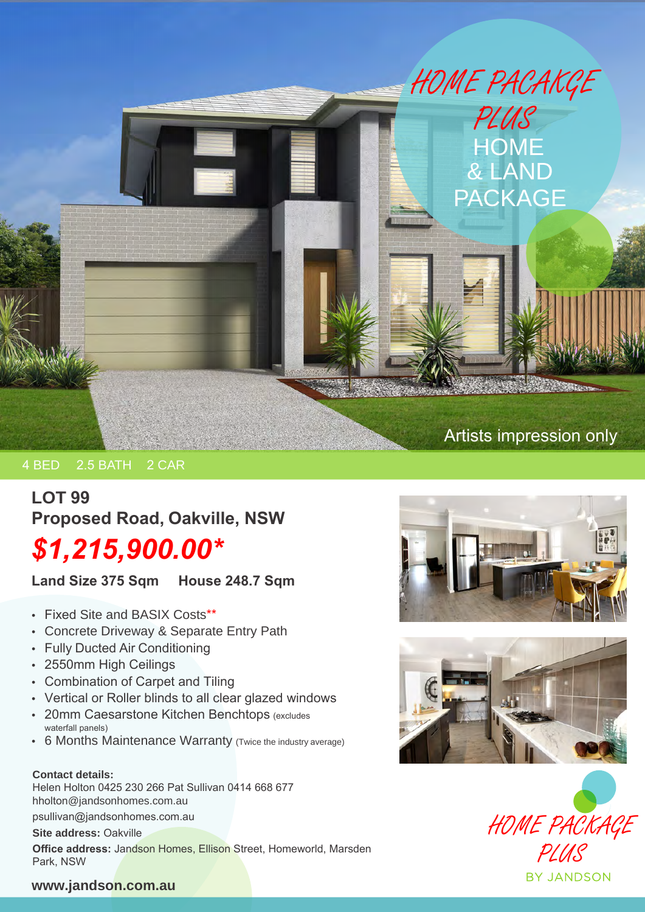HOME PACAKGE PLUS
HOME & LAND PACKAGE

Artists impression only

4 BED 2.5 BATH 2 CAR

## LOT 99
## Proposed Road, Oakville, NSW

# $1,215,900.00*

**Land Size 375 Sqm** **House 248.7 Sqm**

- Fixed Site and BASIX Costs**
- Concrete Driveway & Separate Entry Path
- Fully Ducted Air Conditioning
- 2550mm High Ceilings
- Combination of Carpet and Tiling
- Vertical or Roller blinds to all clear glazed windows
- 20mm Caesarstone Kitchen Benchtops (excludes waterfall panels)
- 6 Months Maintenance Warranty (Twice the industry average)

**Contact details:**
Helen Holton 0425 230 266 Pat Sullivan 0414 668 677
hholton@jandsonhomes.com.au
psullivan@jandsonhomes.com.au
**Site address:** Oakville
**Office address:** Jandson Homes, Ellison Street, Homeworld, Marsden Park, NSW

**www.jandson.com.au**

HOME PACKAGE PLUS
BY JANDSON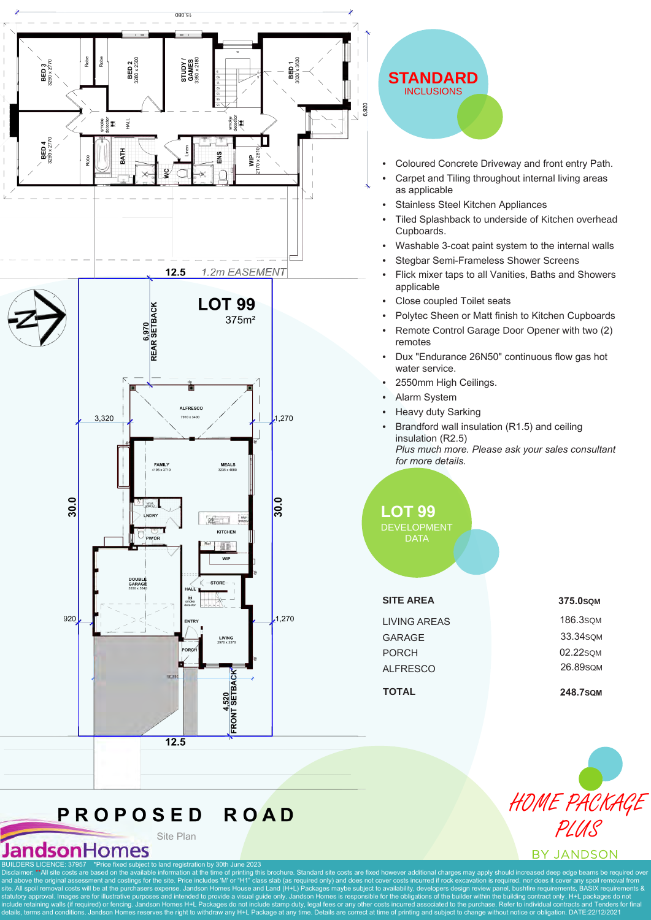## STANDARD INCLUSIONS

- Coloured Concrete Driveway and front entry Path.
- Carpet and Tiling throughout internal living areas as applicable
- Stainless Steel Kitchen Appliances
- Tiled Splashback to underside of Kitchen overhead Cupboards.
- Washable 3-coat paint system to the internal walls
- Stegbar Semi-Frameless Shower Screens
- Flick mixer taps to all Vanities, Baths and Showers applicable
- Close coupled Toilet seats
- Polytec Sheen or Matt finish to Kitchen Cupboards
- Remote Control Garage Door Opener with two (2) remotes
- Dux "Endurance 26N50" continuous flow gas hot water service.
- 2550mm High Ceilings.
- Alarm System
- Heavy duty Sarking
- Brandford wall insulation (R1.5) and ceiling insulation (R2.5)
  *Plus much more. Please ask your sales consultant for more details.*

## LOT 99 DEVELOPMENT DATA

| | |
|---|---|
| **SITE AREA** | **375.0SQM** |
| LIVING AREAS | 186.3SQM |
| GARAGE | 33.34SQM |
| PORCH | 02.22SQM |
| ALFRESCO | 26.89SQM |
| **TOTAL** | **248.7SQM** |

LOT 99
375m²

12.5
1.2m EASEMENT
6,970 REAR SETBACK
3,320
1,270
30.0
30.0
920
1,270
4,520 FRONT SETBACK
12.5

PROPOSED ROAD

Site Plan

JandsonHomes

HOME PACKAGE PLUS
BY JANDSON

BUILDERS LICENCE: 37957 *Price fixed subject to land registration by 30th June 2023

Disclaimer: **All site costs are based on the available information at the time of printing this brochure. Standard site costs are fixed however additional charges may apply should increased deep edge beams be required over and above the original assessment and costings for the site. Price includes 'M' or "H1" class slab (as required only) and does not cover costs incurred if rock excavation is required. nor does it cover any spoil removal from site. All spoil removal costs will be at the purchasers expense. Jandson Homes House and Land (H+L) Packages maybe subject to availability, developers design review panel, bushfire requirements, BASIX requirements & statutory approval. Images are for illustrative purposes and intended to provide a visual guide only. Jandson Homes is responsible for the obligations of the builder within the building contract only. H+L packages do not include retaining walls (if required) or fencing. Jandson Homes H+L Packages do not include stamp duty, legal fees or any other costs incurred associated to the purchase. Refer to individual contracts and Tenders for final details, terms and conditions. Jandson Homes reserves the right to withdraw any H+L Package at any time. Details are correct at time of printing and subject to change without notice or obligation. DATE:22/12/2021